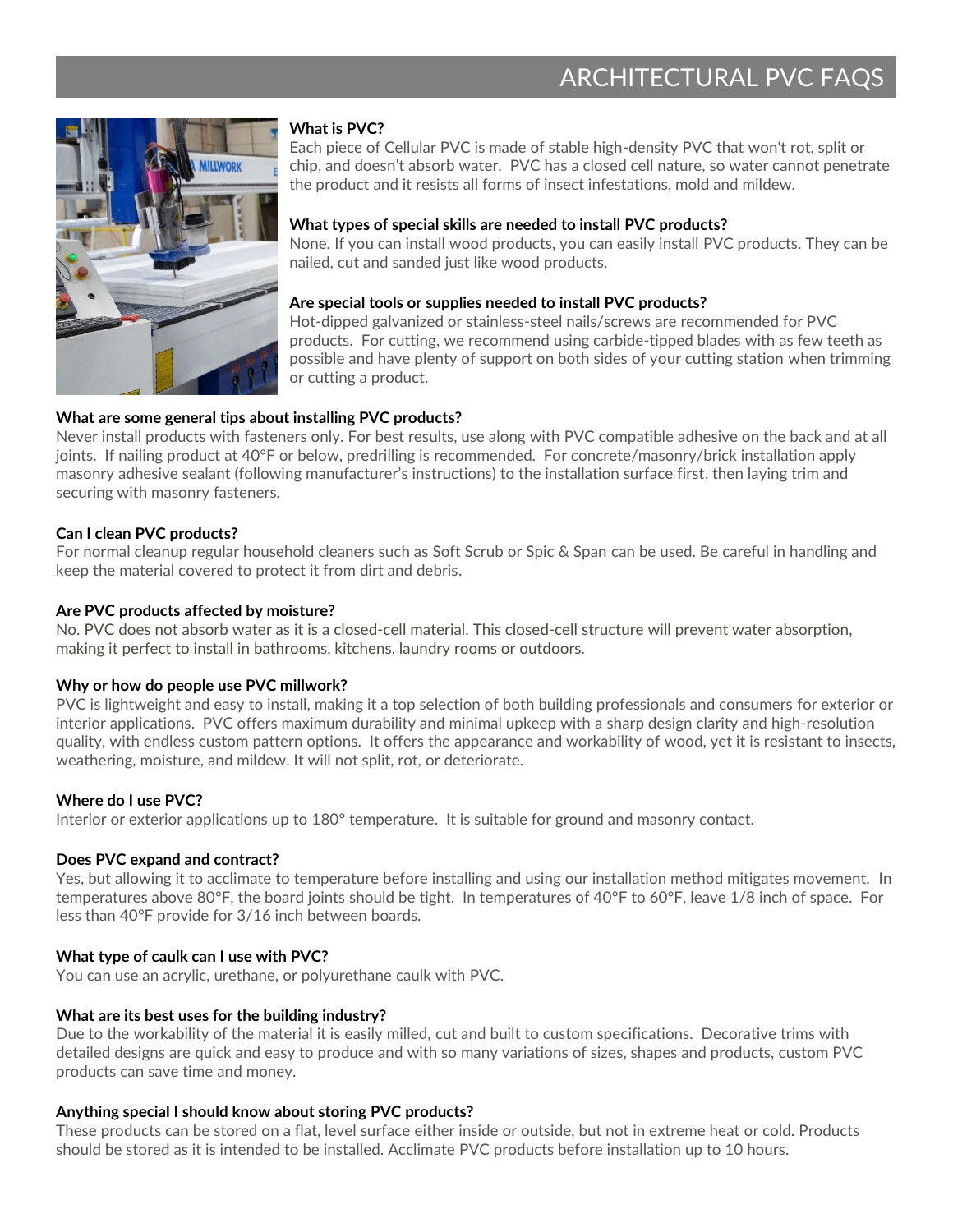# ARCHITECTURAL PVC FAQS

**What is PVC?**
Each piece of Cellular PVC is made of stable high-density PVC that won't rot, split or chip, and doesn't absorb water. PVC has a closed cell nature, so water cannot penetrate the product and it resists all forms of insect infestations, mold and mildew.

**What types of special skills are needed to install PVC products?**
None. If you can install wood products, you can easily install PVC products. They can be nailed, cut and sanded just like wood products.

**Are special tools or supplies needed to install PVC products?**
Hot-dipped galvanized or stainless-steel nails/screws are recommended for PVC products. For cutting, we recommend using carbide-tipped blades with as few teeth as possible and have plenty of support on both sides of your cutting station when trimming or cutting a product.

**What are some general tips about installing PVC products?**
Never install products with fasteners only. For best results, use along with PVC compatible adhesive on the back and at all joints. If nailing product at 40°F or below, predrilling is recommended. For concrete/masonry/brick installation apply masonry adhesive sealant (following manufacturer's instructions) to the installation surface first, then laying trim and securing with masonry fasteners.

**Can I clean PVC products?**
For normal cleanup regular household cleaners such as Soft Scrub or Spic & Span can be used. Be careful in handling and keep the material covered to protect it from dirt and debris.

**Are PVC products affected by moisture?**
No. PVC does not absorb water as it is a closed-cell material. This closed-cell structure will prevent water absorption, making it perfect to install in bathrooms, kitchens, laundry rooms or outdoors.

**Why or how do people use PVC millwork?**
PVC is lightweight and easy to install, making it a top selection of both building professionals and consumers for exterior or interior applications. PVC offers maximum durability and minimal upkeep with a sharp design clarity and high-resolution quality, with endless custom pattern options. It offers the appearance and workability of wood, yet it is resistant to insects, weathering, moisture, and mildew. It will not split, rot, or deteriorate.

**Where do I use PVC?**
Interior or exterior applications up to 180° temperature. It is suitable for ground and masonry contact.

**Does PVC expand and contract?**
Yes, but allowing it to acclimate to temperature before installing and using our installation method mitigates movement. In temperatures above 80°F, the board joints should be tight. In temperatures of 40°F to 60°F, leave 1/8 inch of space. For less than 40°F provide for 3/16 inch between boards.

**What type of caulk can I use with PVC?**
You can use an acrylic, urethane, or polyurethane caulk with PVC.

**What are its best uses for the building industry?**
Due to the workability of the material it is easily milled, cut and built to custom specifications. Decorative trims with detailed designs are quick and easy to produce and with so many variations of sizes, shapes and products, custom PVC products can save time and money.

**Anything special I should know about storing PVC products?**
These products can be stored on a flat, level surface either inside or outside, but not in extreme heat or cold. Products should be stored as it is intended to be installed. Acclimate PVC products before installation up to 10 hours.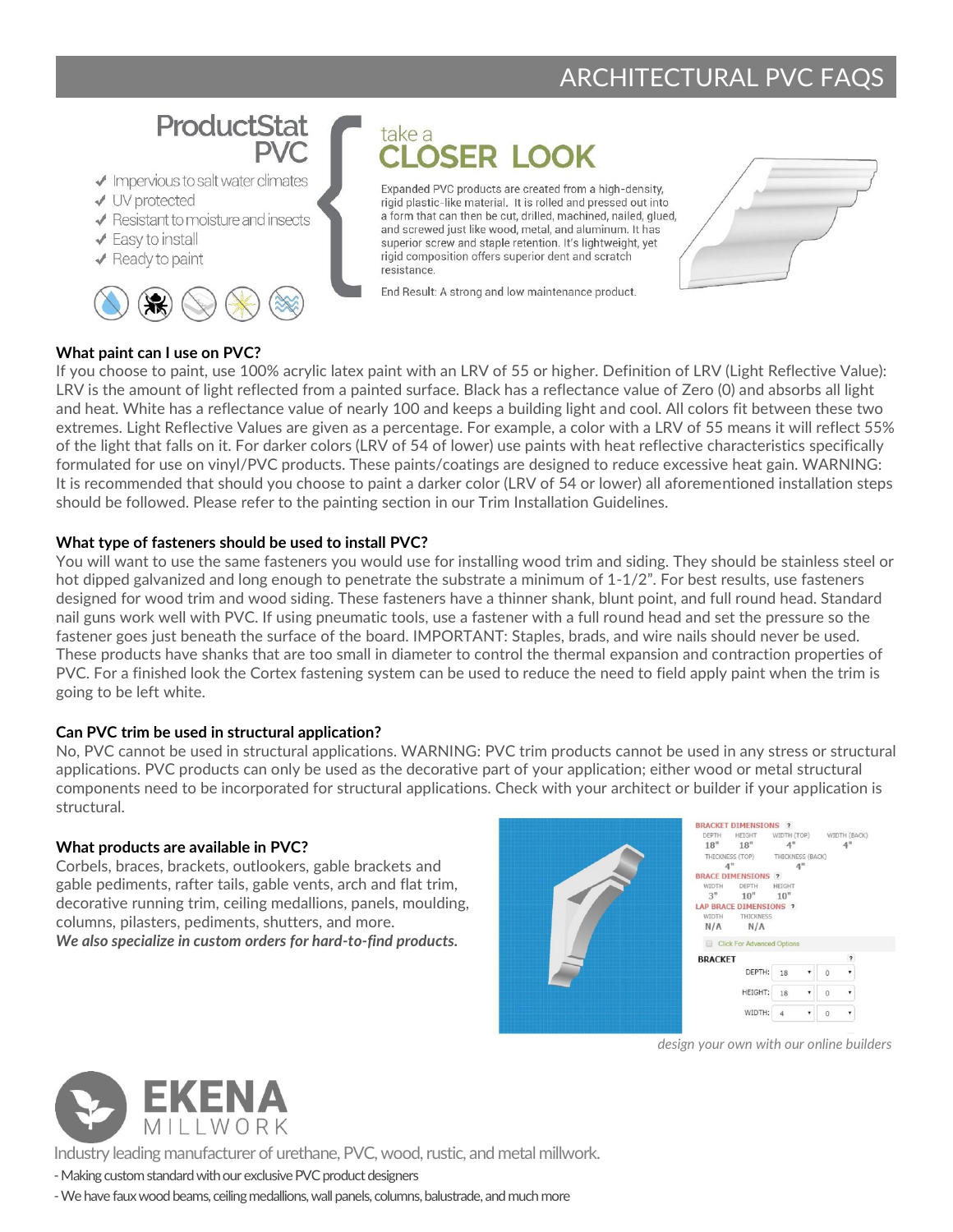# ARCHITECTURAL PVC FAQS

## ProductStat PVC

- ✓ Impervious to salt water climates
- ✓ UV protected
- ✓ Resistant to moisture and insects
- ✓ Easy to install
- ✓ Ready to paint

## take a CLOSER LOOK

Expanded PVC products are created from a high-density, rigid plastic-like material. It is rolled and pressed out into a form that can then be cut, drilled, machined, nailed, glued, and screwed just like wood, metal, and aluminum. It has superior screw and staple retention. It's lightweight, yet rigid composition offers superior dent and scratch resistance.

End Result: A strong and low maintenance product.

**What paint can I use on PVC?**

If you choose to paint, use 100% acrylic latex paint with an LRV of 55 or higher. Definition of LRV (Light Reflective Value): LRV is the amount of light reflected from a painted surface. Black has a reflectance value of Zero (0) and absorbs all light and heat. White has a reflectance value of nearly 100 and keeps a building light and cool. All colors fit between these two extremes. Light Reflective Values are given as a percentage. For example, a color with a LRV of 55 means it will reflect 55% of the light that falls on it. For darker colors (LRV of 54 of lower) use paints with heat reflective characteristics specifically formulated for use on vinyl/PVC products. These paints/coatings are designed to reduce excessive heat gain. WARNING: It is recommended that should you choose to paint a darker color (LRV of 54 or lower) all aforementioned installation steps should be followed. Please refer to the painting section in our Trim Installation Guidelines.

**What type of fasteners should be used to install PVC?**

You will want to use the same fasteners you would use for installing wood trim and siding. They should be stainless steel or hot dipped galvanized and long enough to penetrate the substrate a minimum of 1-1/2". For best results, use fasteners designed for wood trim and wood siding. These fasteners have a thinner shank, blunt point, and full round head. Standard nail guns work well with PVC. If using pneumatic tools, use a fastener with a full round head and set the pressure so the fastener goes just beneath the surface of the board. IMPORTANT: Staples, brads, and wire nails should never be used. These products have shanks that are too small in diameter to control the thermal expansion and contraction properties of PVC. For a finished look the Cortex fastening system can be used to reduce the need to field apply paint when the trim is going to be left white.

**Can PVC trim be used in structural application?**

No, PVC cannot be used in structural applications. WARNING: PVC trim products cannot be used in any stress or structural applications. PVC products can only be used as the decorative part of your application; either wood or metal structural components need to be incorporated for structural applications. Check with your architect or builder if your application is structural.

**What products are available in PVC?**

Corbels, braces, brackets, outlookers, gable brackets and gable pediments, rafter tails, gable vents, arch and flat trim, decorative running trim, ceiling medallions, panels, moulding, columns, pilasters, pediments, shutters, and more.

***We also specialize in custom orders for hard-to-find products.***

BRACKET DIMENSIONS
DEPTH 18" HEIGHT 18" WIDTH (TOP) 4" WIDTH (BACK) 4"
THICKNESS (TOP) 4" THICKNESS (BACK) 4"
BRACE DIMENSIONS
WIDTH 3" DEPTH 10" HEIGHT 10"
LAP BRACE DIMENSIONS
WIDTH N/A THICKNESS N/A
Click For Advanced Options
BRACKET
DEPTH: 18 0
HEIGHT: 18 0
WIDTH: 4 0

*design your own with our online builders*

EKENA MILLWORK

Industry leading manufacturer of urethane, PVC, wood, rustic, and metal millwork.

- Making custom standard with our exclusive PVC product designers
- We have faux wood beams, ceiling medallions, wall panels, columns, balustrade, and much more